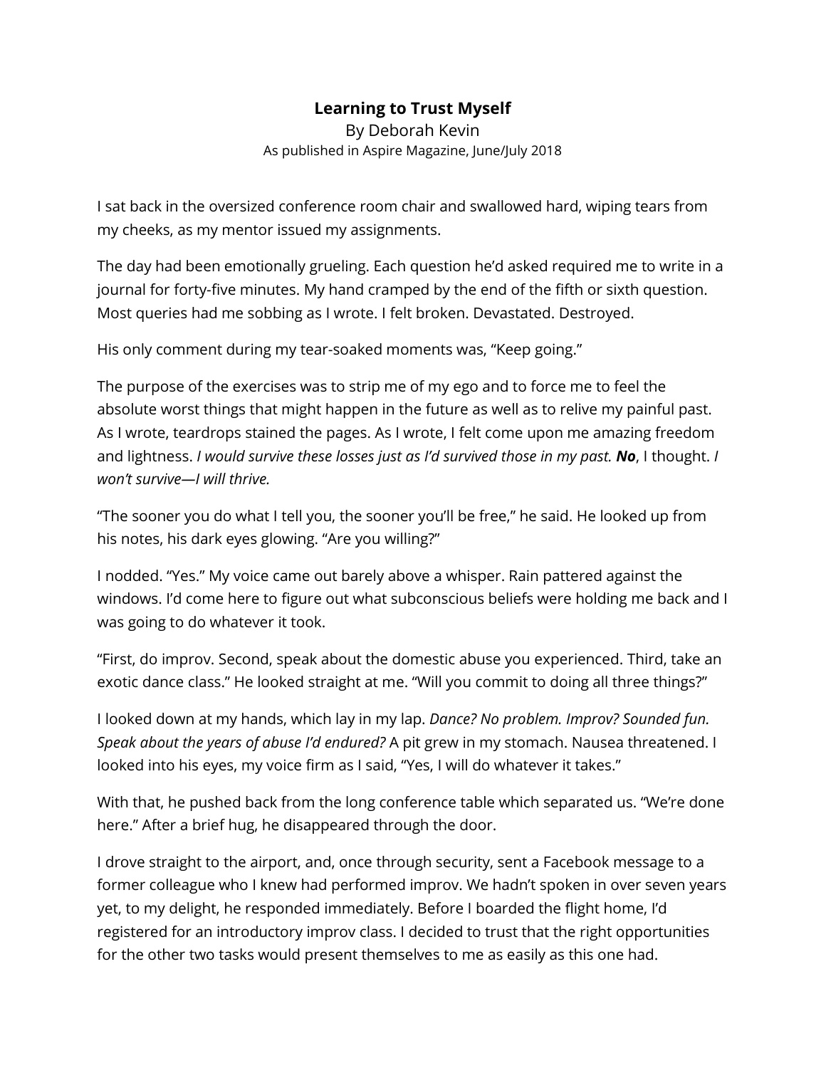# Learning to Trust Myself

By Deborah Kevin

As published in Aspire Magazine, June/July 2018

I sat back in the oversized conference room chair and swallowed hard, wiping tears from my cheeks, as my mentor issued my assignments.

The day had been emotionally grueling. Each question he'd asked required me to write in a journal for forty-five minutes. My hand cramped by the end of the fifth or sixth question. Most queries had me sobbing as I wrote. I felt broken. Devastated. Destroyed.

His only comment during my tear-soaked moments was, "Keep going."

The purpose of the exercises was to strip me of my ego and to force me to feel the absolute worst things that might happen in the future as well as to relive my painful past. As I wrote, teardrops stained the pages. As I wrote, I felt come upon me amazing freedom and lightness. *I would survive these losses just as I'd survived those in my past.* ***No***, I thought. *I won't survive—I will thrive.*

"The sooner you do what I tell you, the sooner you'll be free," he said. He looked up from his notes, his dark eyes glowing. "Are you willing?"

I nodded. "Yes." My voice came out barely above a whisper. Rain pattered against the windows. I'd come here to figure out what subconscious beliefs were holding me back and I was going to do whatever it took.

"First, do improv. Second, speak about the domestic abuse you experienced. Third, take an exotic dance class." He looked straight at me. "Will you commit to doing all three things?"

I looked down at my hands, which lay in my lap. *Dance? No problem. Improv? Sounded fun. Speak about the years of abuse I'd endured?* A pit grew in my stomach. Nausea threatened. I looked into his eyes, my voice firm as I said, "Yes, I will do whatever it takes."

With that, he pushed back from the long conference table which separated us. "We're done here." After a brief hug, he disappeared through the door.

I drove straight to the airport, and, once through security, sent a Facebook message to a former colleague who I knew had performed improv. We hadn't spoken in over seven years yet, to my delight, he responded immediately. Before I boarded the flight home, I'd registered for an introductory improv class. I decided to trust that the right opportunities for the other two tasks would present themselves to me as easily as this one had.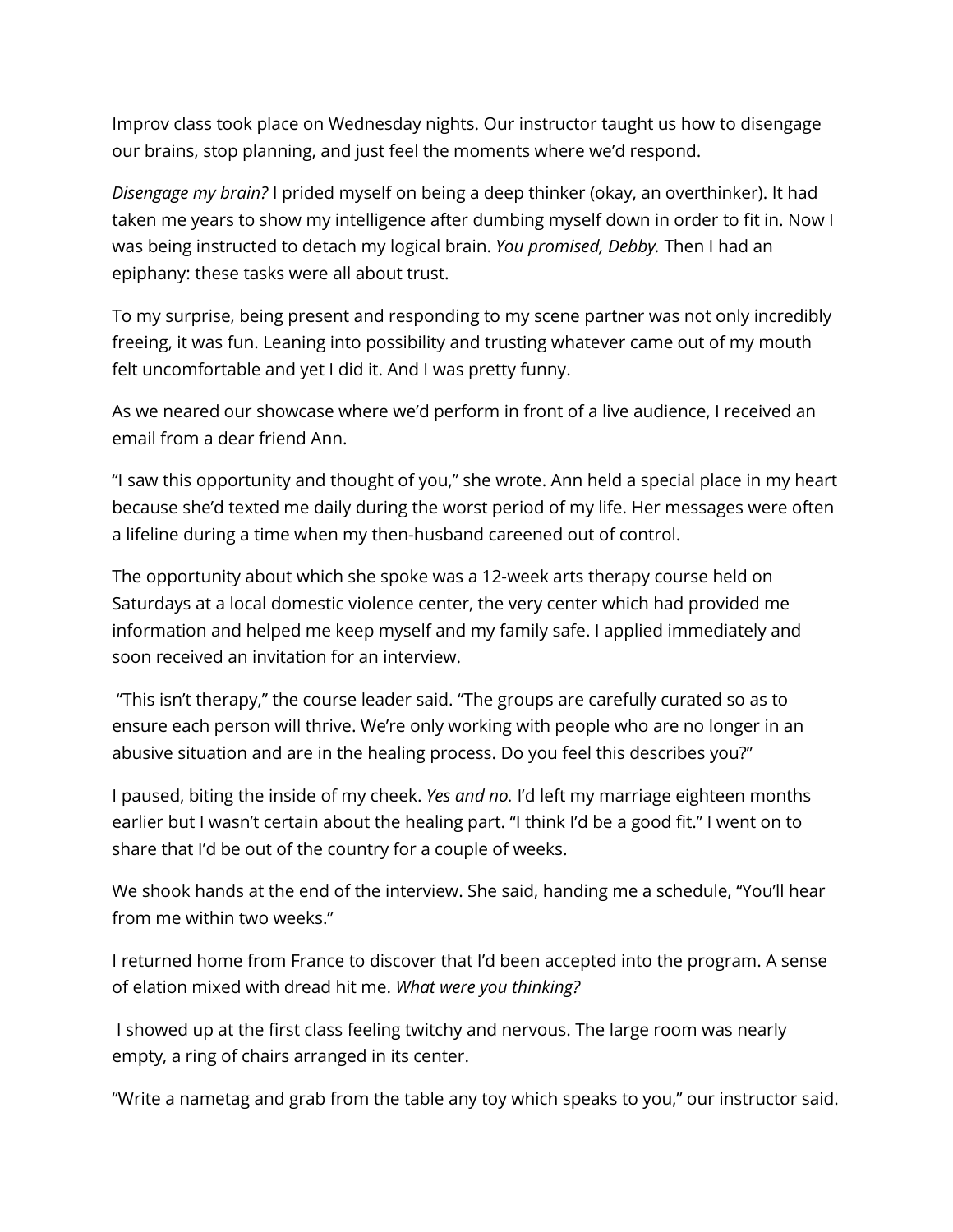Improv class took place on Wednesday nights. Our instructor taught us how to disengage our brains, stop planning, and just feel the moments where we'd respond.

*Disengage my brain?* I prided myself on being a deep thinker (okay, an overthinker). It had taken me years to show my intelligence after dumbing myself down in order to fit in. Now I was being instructed to detach my logical brain. *You promised, Debby.* Then I had an epiphany: these tasks were all about trust.

To my surprise, being present and responding to my scene partner was not only incredibly freeing, it was fun. Leaning into possibility and trusting whatever came out of my mouth felt uncomfortable and yet I did it. And I was pretty funny.

As we neared our showcase where we'd perform in front of a live audience, I received an email from a dear friend Ann.

"I saw this opportunity and thought of you," she wrote. Ann held a special place in my heart because she'd texted me daily during the worst period of my life. Her messages were often a lifeline during a time when my then-husband careened out of control.

The opportunity about which she spoke was a 12-week arts therapy course held on Saturdays at a local domestic violence center, the very center which had provided me information and helped me keep myself and my family safe. I applied immediately and soon received an invitation for an interview.

"This isn't therapy," the course leader said. "The groups are carefully curated so as to ensure each person will thrive. We're only working with people who are no longer in an abusive situation and are in the healing process. Do you feel this describes you?"

I paused, biting the inside of my cheek. *Yes and no.* I'd left my marriage eighteen months earlier but I wasn't certain about the healing part. "I think I'd be a good fit." I went on to share that I'd be out of the country for a couple of weeks.

We shook hands at the end of the interview. She said, handing me a schedule, "You'll hear from me within two weeks."

I returned home from France to discover that I'd been accepted into the program. A sense of elation mixed with dread hit me. *What were you thinking?*

I showed up at the first class feeling twitchy and nervous. The large room was nearly empty, a ring of chairs arranged in its center.

"Write a nametag and grab from the table any toy which speaks to you," our instructor said.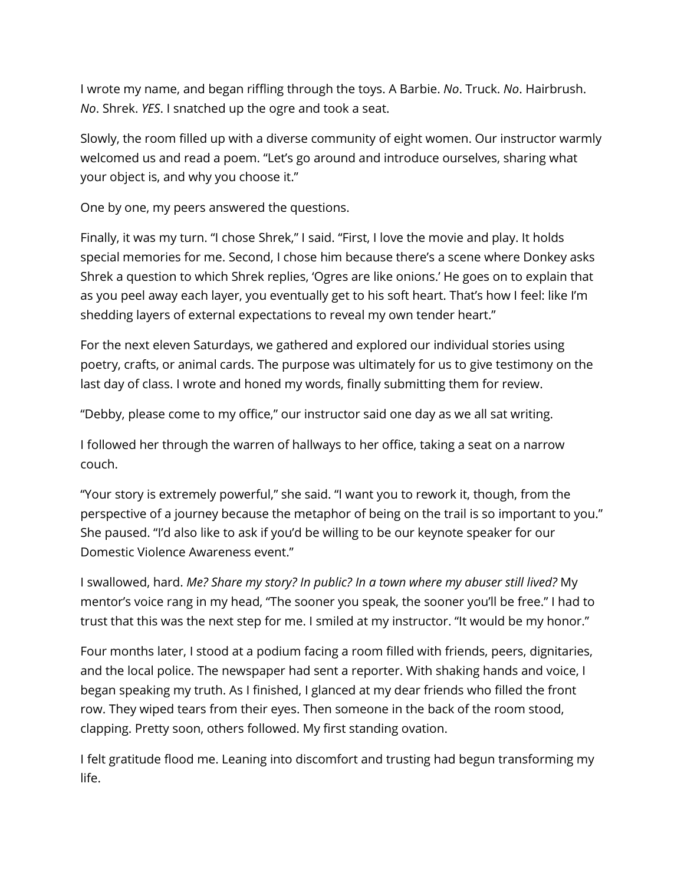I wrote my name, and began riffling through the toys. A Barbie. *No*. Truck. *No*. Hairbrush. *No*. Shrek. *YES*. I snatched up the ogre and took a seat.

Slowly, the room filled up with a diverse community of eight women. Our instructor warmly welcomed us and read a poem. "Let's go around and introduce ourselves, sharing what your object is, and why you choose it."

One by one, my peers answered the questions.

Finally, it was my turn. "I chose Shrek," I said. "First, I love the movie and play. It holds special memories for me. Second, I chose him because there's a scene where Donkey asks Shrek a question to which Shrek replies, 'Ogres are like onions.' He goes on to explain that as you peel away each layer, you eventually get to his soft heart. That's how I feel: like I'm shedding layers of external expectations to reveal my own tender heart."

For the next eleven Saturdays, we gathered and explored our individual stories using poetry, crafts, or animal cards. The purpose was ultimately for us to give testimony on the last day of class. I wrote and honed my words, finally submitting them for review.

"Debby, please come to my office," our instructor said one day as we all sat writing.

I followed her through the warren of hallways to her office, taking a seat on a narrow couch.

"Your story is extremely powerful," she said. "I want you to rework it, though, from the perspective of a journey because the metaphor of being on the trail is so important to you." She paused. "I'd also like to ask if you'd be willing to be our keynote speaker for our Domestic Violence Awareness event."

I swallowed, hard. *Me? Share my story? In public? In a town where my abuser still lived?* My mentor's voice rang in my head, "The sooner you speak, the sooner you'll be free." I had to trust that this was the next step for me. I smiled at my instructor. "It would be my honor."

Four months later, I stood at a podium facing a room filled with friends, peers, dignitaries, and the local police. The newspaper had sent a reporter. With shaking hands and voice, I began speaking my truth. As I finished, I glanced at my dear friends who filled the front row. They wiped tears from their eyes. Then someone in the back of the room stood, clapping. Pretty soon, others followed. My first standing ovation.

I felt gratitude flood me. Leaning into discomfort and trusting had begun transforming my life.